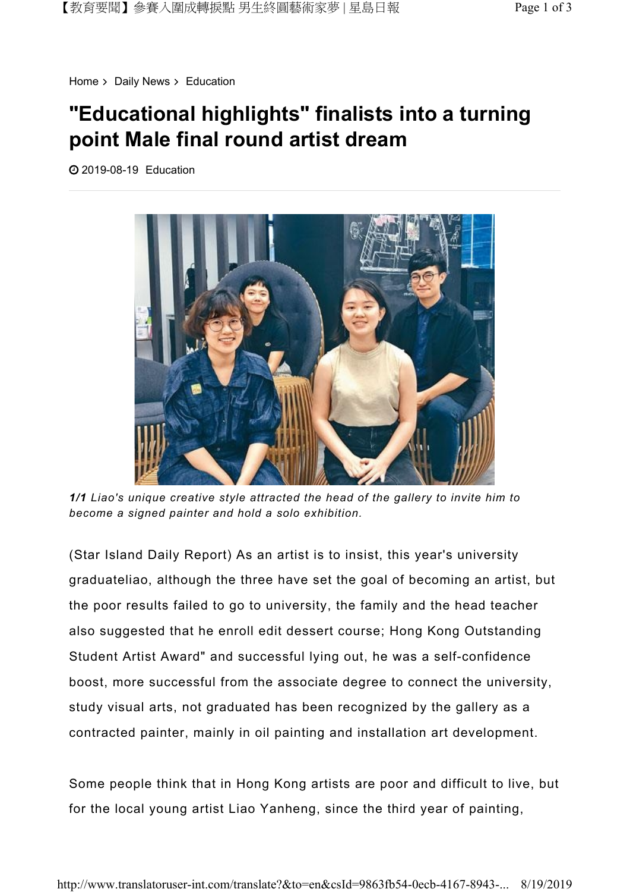Home > Daily News > Education

# "Educational highlights" finalists into a turning point Male final round artist dream

2019-08-19 Education

*1/1 Liao's unique creative style attracted the head of the gallery to invite him to become a signed painter and hold a solo exhibition.*

(Star Island Daily Report) As an artist is to insist, this year's university graduateliao, although the three have set the goal of becoming an artist, but the poor results failed to go to university, the family and the head teacher also suggested that he enroll edit dessert course; Hong Kong Outstanding Student Artist Award" and successful lying out, he was a self-confidence boost, more successful from the associate degree to connect the university, study visual arts, not graduated has been recognized by the gallery as a contracted painter, mainly in oil painting and installation art development.

Some people think that in Hong Kong artists are poor and difficult to live, but for the local young artist Liao Yanheng, since the third year of painting,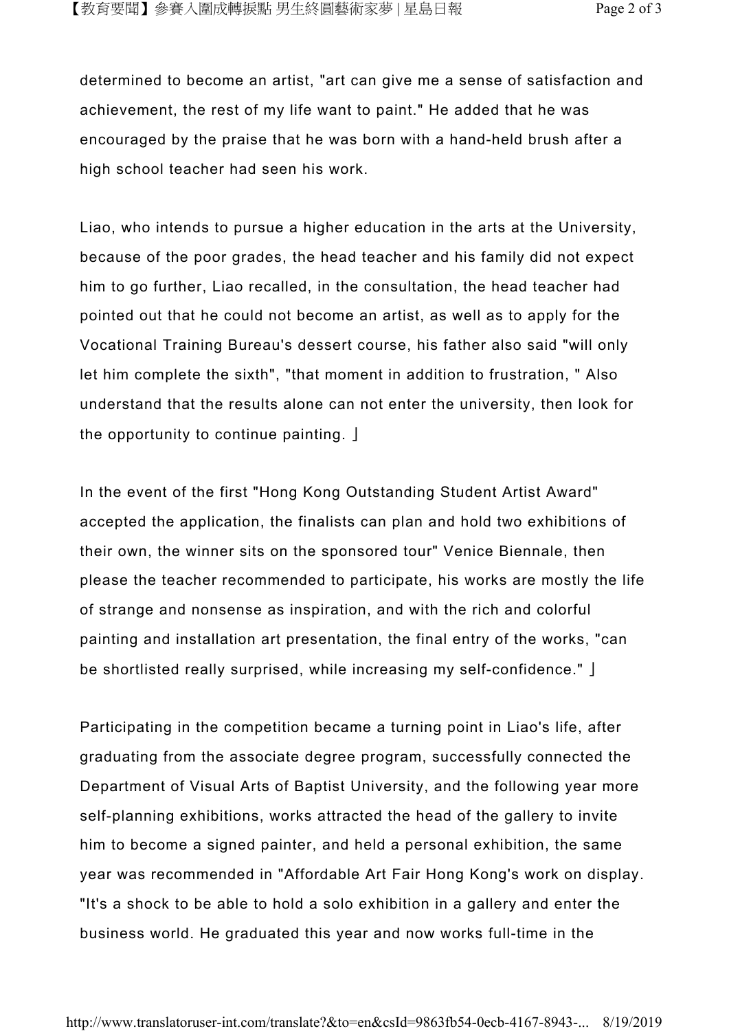determined to become an artist, "art can give me a sense of satisfaction and achievement, the rest of my life want to paint." He added that he was encouraged by the praise that he was born with a hand-held brush after a high school teacher had seen his work.

Liao, who intends to pursue a higher education in the arts at the University, because of the poor grades, the head teacher and his family did not expect him to go further, Liao recalled, in the consultation, the head teacher had pointed out that he could not become an artist, as well as to apply for the Vocational Training Bureau's dessert course, his father also said "will only let him complete the sixth", "that moment in addition to frustration, " Also understand that the results alone can not enter the university, then look for the opportunity to continue painting. 」

In the event of the first "Hong Kong Outstanding Student Artist Award" accepted the application, the finalists can plan and hold two exhibitions of their own, the winner sits on the sponsored tour" Venice Biennale, then please the teacher recommended to participate, his works are mostly the life of strange and nonsense as inspiration, and with the rich and colorful painting and installation art presentation, the final entry of the works, "can be shortlisted really surprised, while increasing my self-confidence." 」

Participating in the competition became a turning point in Liao's life, after graduating from the associate degree program, successfully connected the Department of Visual Arts of Baptist University, and the following year more self-planning exhibitions, works attracted the head of the gallery to invite him to become a signed painter, and held a personal exhibition, the same year was recommended in "Affordable Art Fair Hong Kong's work on display. "It's a shock to be able to hold a solo exhibition in a gallery and enter the business world. He graduated this year and now works full-time in the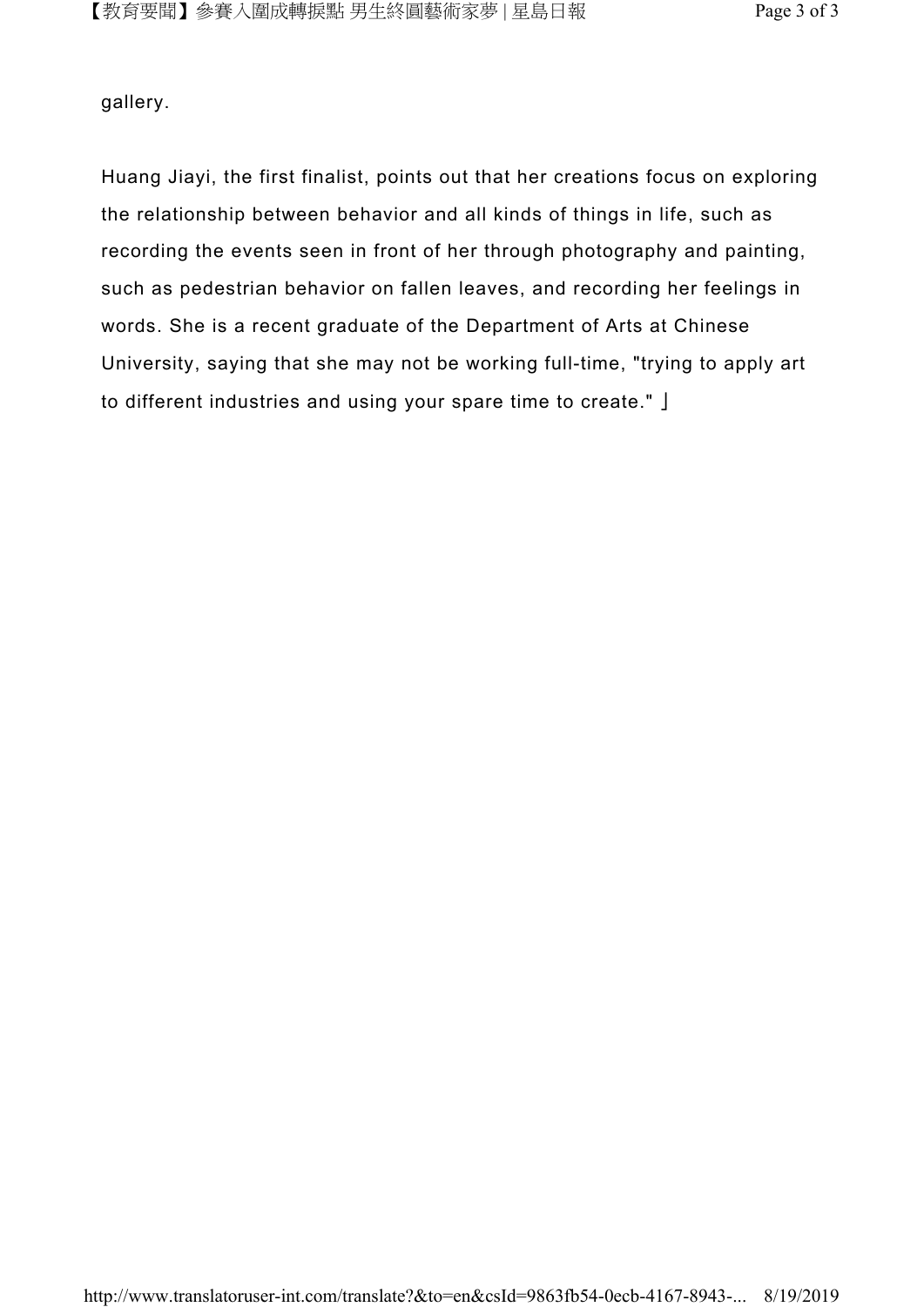gallery.

Huang Jiayi, the first finalist, points out that her creations focus on exploring the relationship between behavior and all kinds of things in life, such as recording the events seen in front of her through photography and painting, such as pedestrian behavior on fallen leaves, and recording her feelings in words. She is a recent graduate of the Department of Arts at Chinese University, saying that she may not be working full-time, "trying to apply art to different industries and using your spare time to create." 」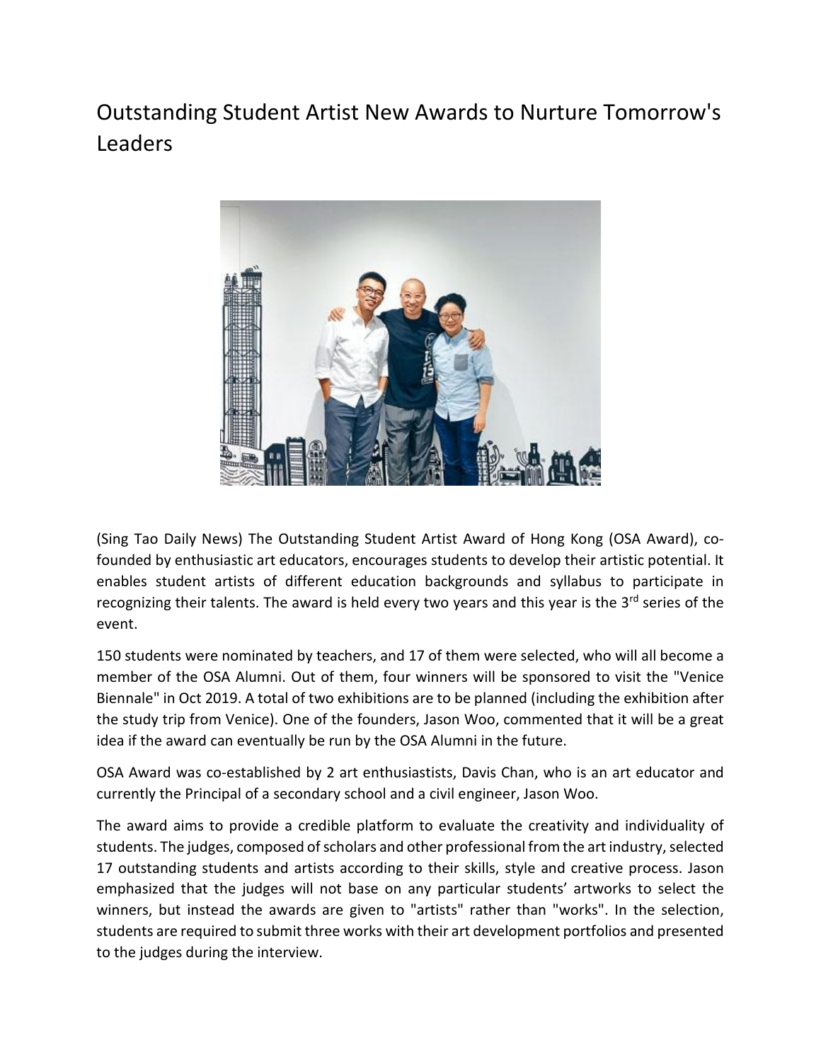# Outstanding Student Artist New Awards to Nurture Tomorrow's Leaders

(Sing Tao Daily News) The Outstanding Student Artist Award of Hong Kong (OSA Award), co-founded by enthusiastic art educators, encourages students to develop their artistic potential. It enables student artists of different education backgrounds and syllabus to participate in recognizing their talents. The award is held every two years and this year is the 3rd series of the event.

150 students were nominated by teachers, and 17 of them were selected, who will all become a member of the OSA Alumni. Out of them, four winners will be sponsored to visit the "Venice Biennale" in Oct 2019. A total of two exhibitions are to be planned (including the exhibition after the study trip from Venice). One of the founders, Jason Woo, commented that it will be a great idea if the award can eventually be run by the OSA Alumni in the future.

OSA Award was co-established by 2 art enthusiastists, Davis Chan, who is an art educator and currently the Principal of a secondary school and a civil engineer, Jason Woo.

The award aims to provide a credible platform to evaluate the creativity and individuality of students. The judges, composed of scholars and other professional from the art industry, selected 17 outstanding students and artists according to their skills, style and creative process. Jason emphasized that the judges will not base on any particular students' artworks to select the winners, but instead the awards are given to "artists" rather than "works". In the selection, students are required to submit three works with their art development portfolios and presented to the judges during the interview.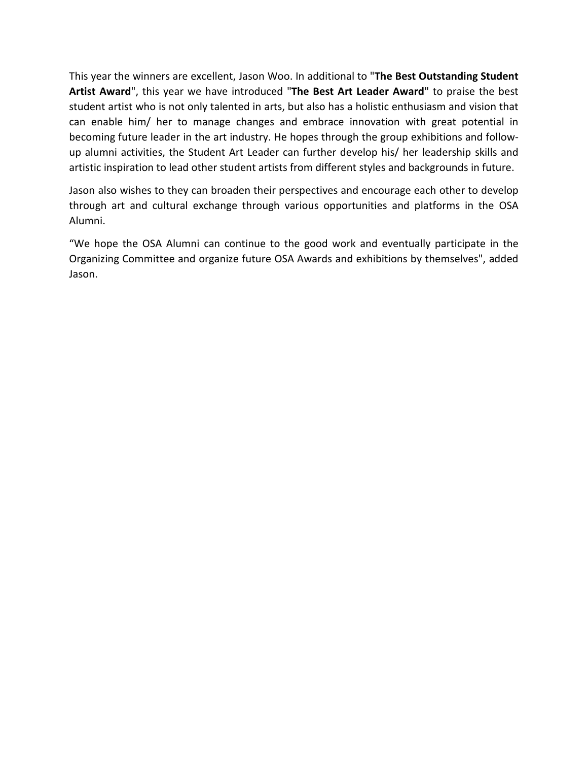This year the winners are excellent, Jason Woo. In additional to "**The Best Outstanding Student Artist Award**", this year we have introduced "**The Best Art Leader Award**" to praise the best student artist who is not only talented in arts, but also has a holistic enthusiasm and vision that can enable him/ her to manage changes and embrace innovation with great potential in becoming future leader in the art industry. He hopes through the group exhibitions and follow-up alumni activities, the Student Art Leader can further develop his/ her leadership skills and artistic inspiration to lead other student artists from different styles and backgrounds in future.

Jason also wishes to they can broaden their perspectives and encourage each other to develop through art and cultural exchange through various opportunities and platforms in the OSA Alumni.

“We hope the OSA Alumni can continue to the good work and eventually participate in the Organizing Committee and organize future OSA Awards and exhibitions by themselves", added Jason.